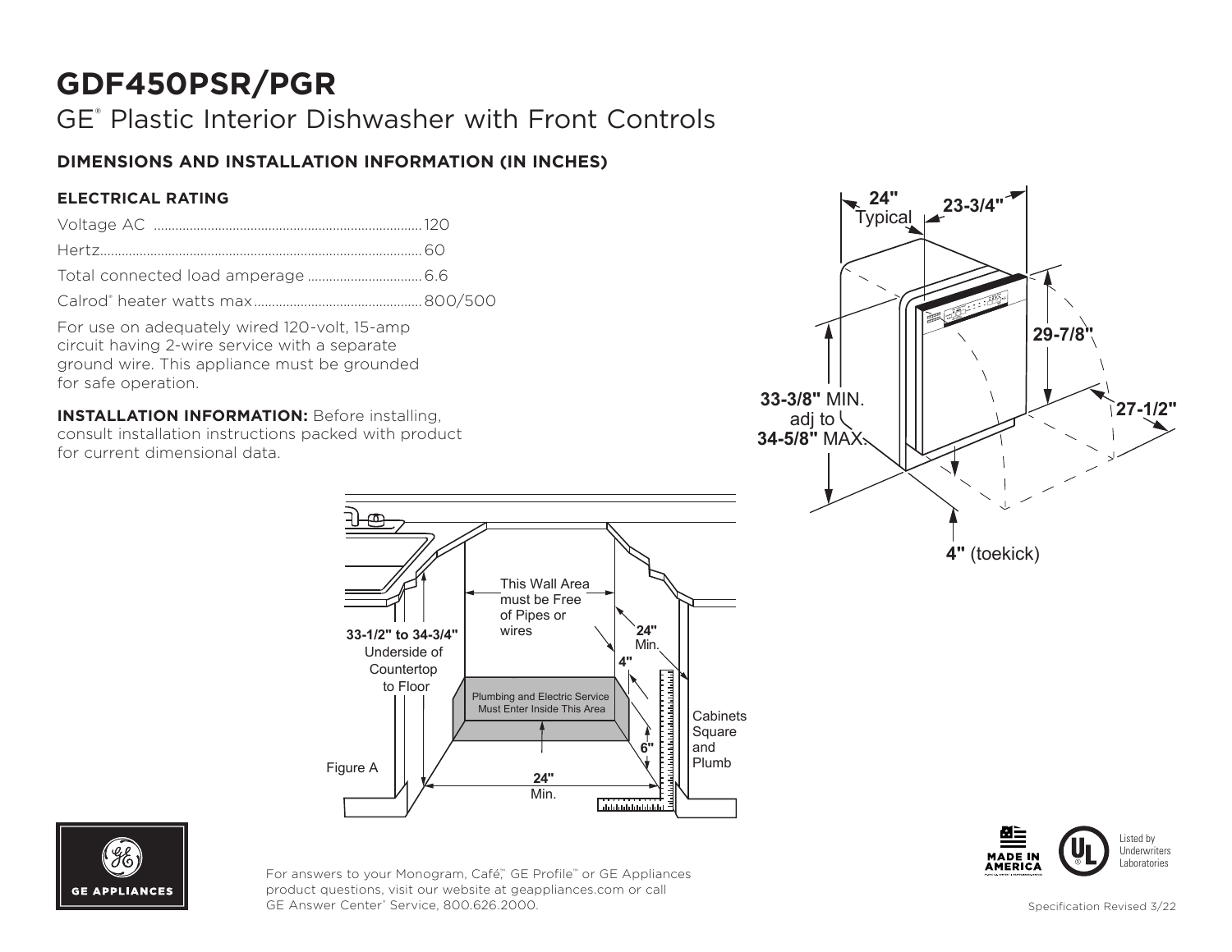# GDF450PSR/PGR

GE® Plastic Interior Dishwasher with Front Controls

## DIMENSIONS AND INSTALLATION INFORMATION (IN INCHES)

### ELECTRICAL RATING

| | |
|---|---|
| Voltage AC | 120 |
| Hertz | 60 |
| Total connected load amperage | 6.6 |
| Calrod® heater watts max | 800/500 |

For use on adequately wired 120-volt, 15-amp circuit having 2-wire service with a separate ground wire. This appliance must be grounded for safe operation.

**INSTALLATION INFORMATION:** Before installing, consult installation instructions packed with product for current dimensional data.

**24"** Typical

**23-3/4"**

**29-7/8"**

**27-1/2"**

**33-3/8"** MIN. adj to **34-5/8"** MAX.

**4"** (toekick)

This Wall Area must be Free of Pipes or wires

**33-1/2" to 34-3/4"** Underside of Countertop to Floor

**24"** Min.

**4"**

Plumbing and Electric Service Must Enter Inside This Area

**6"**

Cabinets Square and Plumb

**24"** Min.

Figure A

For answers to your Monogram, Café™, GE Profile™ or GE Appliances product questions, visit our website at geappliances.com or call GE Answer Center® Service, 800.626.2000.

MADE IN AMERICA

Listed by Underwriters Laboratories

Specification Revised 3/22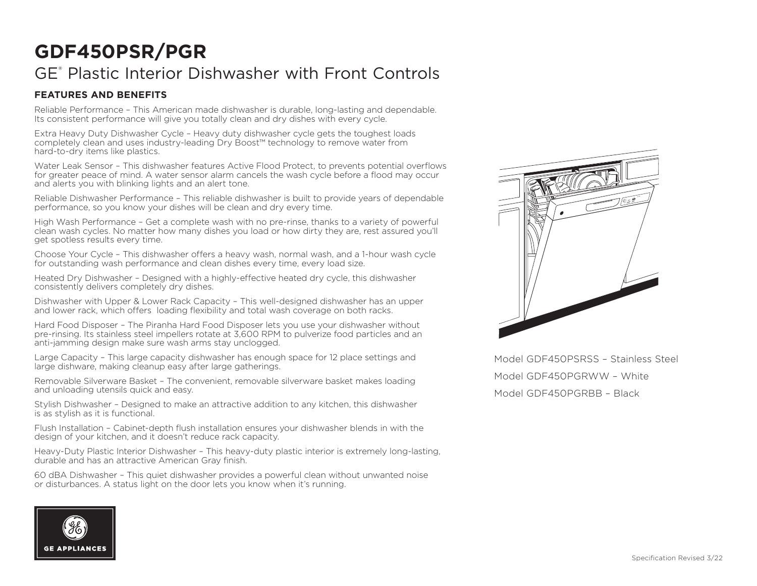# GDF450PSR/PGR

## GE® Plastic Interior Dishwasher with Front Controls

### FEATURES AND BENEFITS

Reliable Performance – This American made dishwasher is durable, long-lasting and dependable. Its consistent performance will give you totally clean and dry dishes with every cycle.

Extra Heavy Duty Dishwasher Cycle – Heavy duty dishwasher cycle gets the toughest loads completely clean and uses industry-leading Dry Boost™ technology to remove water from hard-to-dry items like plastics.

Water Leak Sensor – This dishwasher features Active Flood Protect, to prevents potential overflows for greater peace of mind. A water sensor alarm cancels the wash cycle before a flood may occur and alerts you with blinking lights and an alert tone.

Reliable Dishwasher Performance – This reliable dishwasher is built to provide years of dependable performance, so you know your dishes will be clean and dry every time.

High Wash Performance – Get a complete wash with no pre-rinse, thanks to a variety of powerful clean wash cycles. No matter how many dishes you load or how dirty they are, rest assured you'll get spotless results every time.

Choose Your Cycle – This dishwasher offers a heavy wash, normal wash, and a 1-hour wash cycle for outstanding wash performance and clean dishes every time, every load size.

Heated Dry Dishwasher – Designed with a highly-effective heated dry cycle, this dishwasher consistently delivers completely dry dishes.

Dishwasher with Upper & Lower Rack Capacity – This well-designed dishwasher has an upper and lower rack, which offers loading flexibility and total wash coverage on both racks.

Hard Food Disposer – The Piranha Hard Food Disposer lets you use your dishwasher without pre-rinsing. Its stainless steel impellers rotate at 3,600 RPM to pulverize food particles and an anti-jamming design make sure wash arms stay unclogged.

Large Capacity – This large capacity dishwasher has enough space for 12 place settings and large dishware, making cleanup easy after large gatherings.

Removable Silverware Basket – The convenient, removable silverware basket makes loading and unloading utensils quick and easy.

Stylish Dishwasher – Designed to make an attractive addition to any kitchen, this dishwasher is as stylish as it is functional.

Flush Installation – Cabinet-depth flush installation ensures your dishwasher blends in with the design of your kitchen, and it doesn't reduce rack capacity.

Heavy-Duty Plastic Interior Dishwasher – This heavy-duty plastic interior is extremely long-lasting, durable and has an attractive American Gray finish.

60 dBA Dishwasher – This quiet dishwasher provides a powerful clean without unwanted noise or disturbances. A status light on the door lets you know when it's running.

Model GDF450PSRSS – Stainless Steel

Model GDF450PGRWW – White

Model GDF450PGRBB – Black

GE APPLIANCES

Specification Revised 3/22